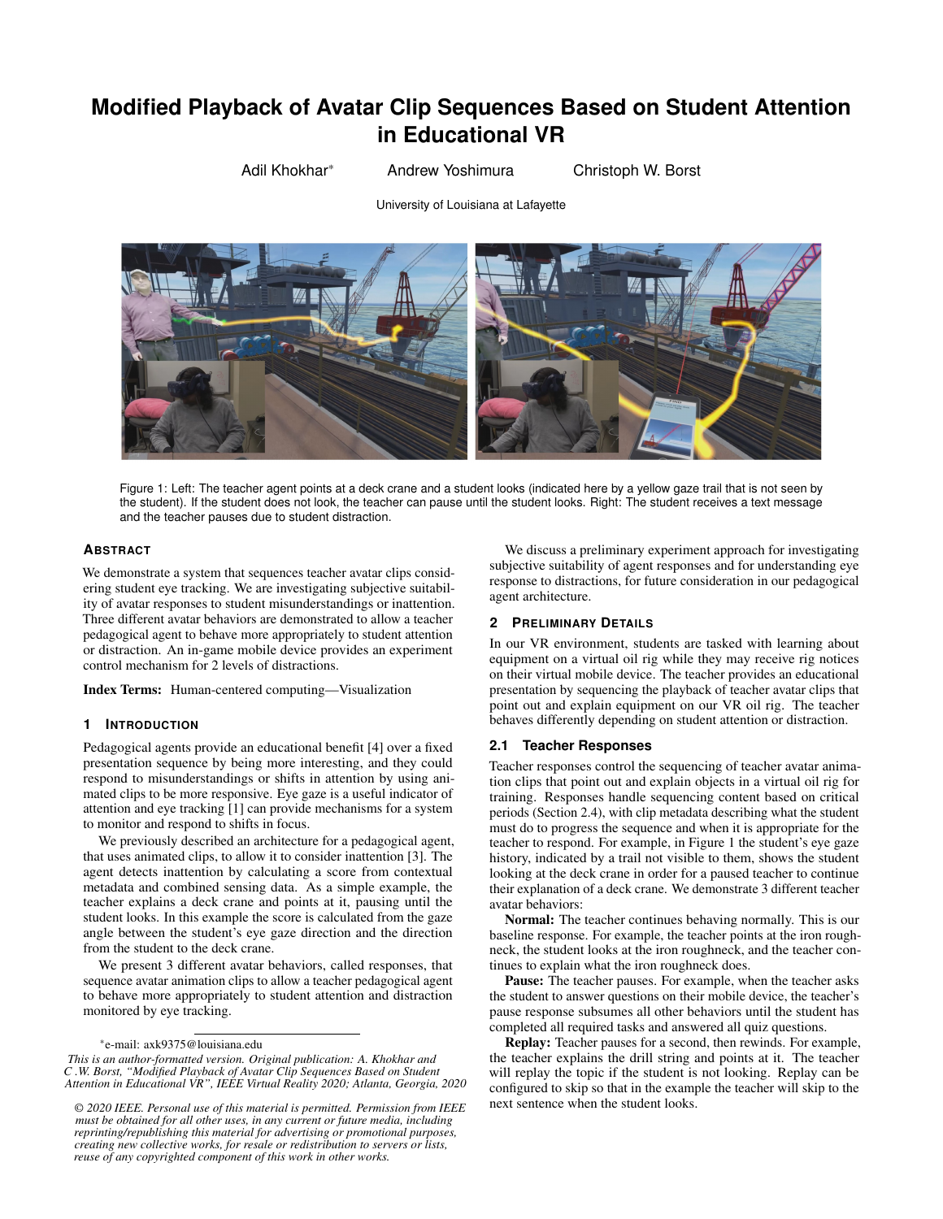# Modified Playback of Avatar Clip Sequences Based on Student Attention in Educational VR

Adil Khokhar[*] Andrew Yoshimura Christoph W. Borst

University of Louisiana at Lafayette

Figure 1: Left: The teacher agent points at a deck crane and a student looks (indicated here by a yellow gaze trail that is not seen by the student). If the student does not look, the teacher can pause until the student looks. Right: The student receives a text message and the teacher pauses due to student distraction.

## Abstract

We demonstrate a system that sequences teacher avatar clips considering student eye tracking. We are investigating subjective suitability of avatar responses to student misunderstandings or inattention. Three different avatar behaviors are demonstrated to allow a teacher pedagogical agent to behave more appropriately to student attention or distraction. An in-game mobile device provides an experiment control mechanism for 2 levels of distractions.

**Index Terms:** Human-centered computing—Visualization

## 1 Introduction

Pedagogical agents provide an educational benefit [4] over a fixed presentation sequence by being more interesting, and they could respond to misunderstandings or shifts in attention by using animated clips to be more responsive. Eye gaze is a useful indicator of attention and eye tracking [1] can provide mechanisms for a system to monitor and respond to shifts in focus.

We previously described an architecture for a pedagogical agent, that uses animated clips, to allow it to consider inattention [3]. The agent detects inattention by calculating a score from contextual metadata and combined sensing data. As a simple example, the teacher explains a deck crane and points at it, pausing until the student looks. In this example the score is calculated from the gaze angle between the student's eye gaze direction and the direction from the student to the deck crane.

We present 3 different avatar behaviors, called responses, that sequence avatar animation clips to allow a teacher pedagogical agent to behave more appropriately to student attention and distraction monitored by eye tracking.

We discuss a preliminary experiment approach for investigating subjective suitability of agent responses and for understanding eye response to distractions, for future consideration in our pedagogical agent architecture.

## 2 Preliminary Details

In our VR environment, students are tasked with learning about equipment on a virtual oil rig while they may receive rig notices on their virtual mobile device. The teacher provides an educational presentation by sequencing the playback of teacher avatar clips that point out and explain equipment on our VR oil rig. The teacher behaves differently depending on student attention or distraction.

### 2.1 Teacher Responses

Teacher responses control the sequencing of teacher avatar animation clips that point out and explain objects in a virtual oil rig for training. Responses handle sequencing content based on critical periods (Section 2.4), with clip metadata describing what the student must do to progress the sequence and when it is appropriate for the teacher to respond. For example, in Figure 1 the student's eye gaze history, indicated by a trail not visible to them, shows the student looking at the deck crane in order for a paused teacher to continue their explanation of a deck crane. We demonstrate 3 different teacher avatar behaviors:

**Normal:** The teacher continues behaving normally. This is our baseline response. For example, the teacher points at the iron roughneck, the student looks at the iron roughneck, and the teacher continues to explain what the iron roughneck does.

**Pause:** The teacher pauses. For example, when the teacher asks the student to answer questions on their mobile device, the teacher's pause response subsumes all other behaviors until the student has completed all required tasks and answered all quiz questions.

**Replay:** Teacher pauses for a second, then rewinds. For example, the teacher explains the drill string and points at it. The teacher will replay the topic if the student is not looking. Replay can be configured to skip so that in the example the teacher will skip to the next sentence when the student looks.

---

[*]e-mail: axk9375@louisiana.edu

*This is an author-formatted version. Original publication: A. Khokhar and C .W. Borst, "Modified Playback of Avatar Clip Sequences Based on Student Attention in Educational VR", IEEE Virtual Reality 2020; Atlanta, Georgia, 2020*

*© 2020 IEEE. Personal use of this material is permitted. Permission from IEEE must be obtained for all other uses, in any current or future media, including reprinting/republishing this material for advertising or promotional purposes, creating new collective works, for resale or redistribution to servers or lists, reuse of any copyrighted component of this work in other works.*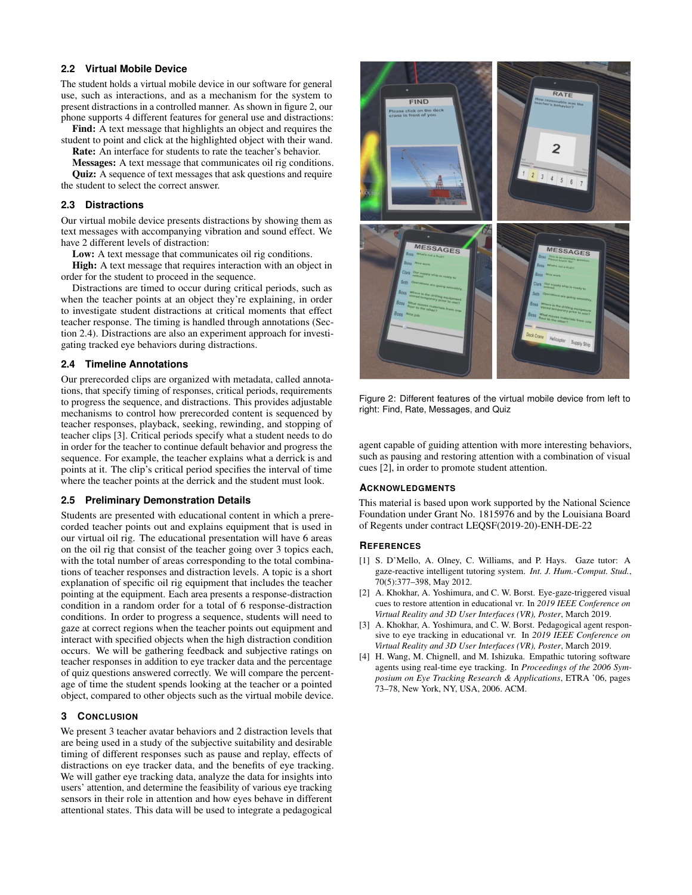### 2.2 Virtual Mobile Device

The student holds a virtual mobile device in our software for general use, such as interactions, and as a mechanism for the system to present distractions in a controlled manner. As shown in figure 2, our phone supports 4 different features for general use and distractions:

**Find:** A text message that highlights an object and requires the student to point and click at the highlighted object with their wand.

**Rate:** An interface for students to rate the teacher's behavior.

**Messages:** A text message that communicates oil rig conditions.

**Quiz:** A sequence of text messages that ask questions and require the student to select the correct answer.

### 2.3 Distractions

Our virtual mobile device presents distractions by showing them as text messages with accompanying vibration and sound effect. We have 2 different levels of distraction:

**Low:** A text message that communicates oil rig conditions.

**High:** A text message that requires interaction with an object in order for the student to proceed in the sequence.

Distractions are timed to occur during critical periods, such as when the teacher points at an object they're explaining, in order to investigate student distractions at critical moments that effect teacher response. The timing is handled through annotations (Section 2.4). Distractions are also an experiment approach for investigating tracked eye behaviors during distractions.

### 2.4 Timeline Annotations

Our prerecorded clips are organized with metadata, called annotations, that specify timing of responses, critical periods, requirements to progress the sequence, and distractions. This provides adjustable mechanisms to control how prerecorded content is sequenced by teacher responses, playback, seeking, rewinding, and stopping of teacher clips [3]. Critical periods specify what a student needs to do in order for the teacher to continue default behavior and progress the sequence. For example, the teacher explains what a derrick is and points at it. The clip's critical period specifies the interval of time where the teacher points at the derrick and the student must look.

### 2.5 Preliminary Demonstration Details

Students are presented with educational content in which a prerecorded teacher points out and explains equipment that is used in our virtual oil rig. The educational presentation will have 6 areas on the oil rig that consist of the teacher going over 3 topics each, with the total number of areas corresponding to the total combinations of teacher responses and distraction levels. A topic is a short explanation of specific oil rig equipment that includes the teacher pointing at the equipment. Each area presents a response-distraction condition in a random order for a total of 6 response-distraction conditions. In order to progress a sequence, students will need to gaze at correct regions when the teacher points out equipment and interact with specified objects when the high distraction condition occurs. We will be gathering feedback and subjective ratings on teacher responses in addition to eye tracker data and the percentage of quiz questions answered correctly. We will compare the percentage of time the student spends looking at the teacher or a pointed object, compared to other objects such as the virtual mobile device.

## 3 Conclusion

We present 3 teacher avatar behaviors and 2 distraction levels that are being used in a study of the subjective suitability and desirable timing of different responses such as pause and replay, effects of distractions on eye tracker data, and the benefits of eye tracking. We will gather eye tracking data, analyze the data for insights into users' attention, and determine the feasibility of various eye tracking sensors in their role in attention and how eyes behave in different attentional states. This data will be used to integrate a pedagogical agent capable of guiding attention with more interesting behaviors, such as pausing and restoring attention with a combination of visual cues [2], in order to promote student attention.

Figure 2: Different features of the virtual mobile device from left to right: Find, Rate, Messages, and Quiz

## Acknowledgments

This material is based upon work supported by the National Science Foundation under Grant No. 1815976 and by the Louisiana Board of Regents under contract LEQSF(2019-20)-ENH-DE-22

## References

[1] S. D'Mello, A. Olney, C. Williams, and P. Hays. Gaze tutor: A gaze-reactive intelligent tutoring system. *Int. J. Hum.-Comput. Stud.*, 70(5):377–398, May 2012.

[2] A. Khokhar, A. Yoshimura, and C. W. Borst. Eye-gaze-triggered visual cues to restore attention in educational vr. In *2019 IEEE Conference on Virtual Reality and 3D User Interfaces (VR), Poster*, March 2019.

[3] A. Khokhar, A. Yoshimura, and C. W. Borst. Pedagogical agent responsive to eye tracking in educational vr. In *2019 IEEE Conference on Virtual Reality and 3D User Interfaces (VR), Poster*, March 2019.

[4] H. Wang, M. Chignell, and M. Ishizuka. Empathic tutoring software agents using real-time eye tracking. In *Proceedings of the 2006 Symposium on Eye Tracking Research & Applications*, ETRA '06, pages 73–78, New York, NY, USA, 2006. ACM.